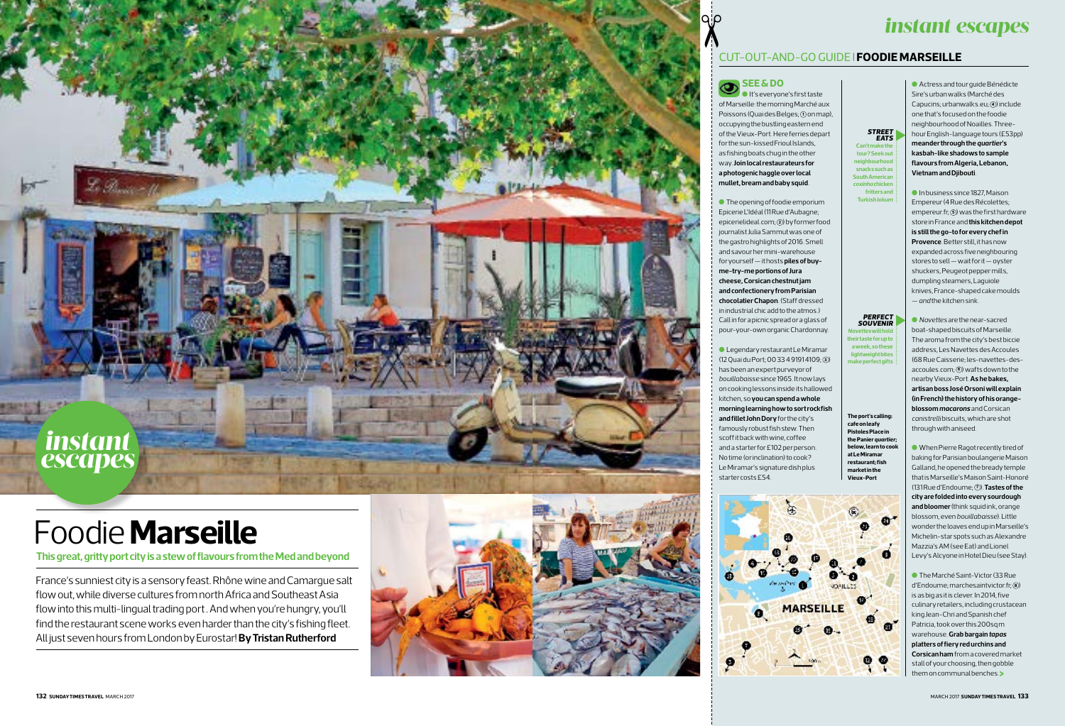# Foodie **Marseille**

**This great, gritty port city is a stew of flavours from the Med and beyond**

France's sunniest city is a sensory feast. Rhône wine and Camargue salt flow out, while diverse cultures from north Africa and Southeast Asia flow into this multi-lingual trading port. And when you're hungry, you'll find the restaurant scene works even harder than the city's fishing fleet. All just seven hours from London by Eurostar! **By Tristan Rutherford**

## CUT-OUT-AND-GO GUIDE | **FOODIE MARSEILLE**

### SEE & DO

● It's everyone's first taste of Marseille: the morning Marché aux Poissons (Quai des Belges; ① on map), occupying the bustling eastern end of the Vieux-Port. Here ferries depart for the sun-kissed Frioul Islands, as fishing boats chug in the other way. **Join local restaurateurs for a photogenic haggle over local mullet, bream and baby squid**.

● The opening of foodie emporium Epicerie L'Idéal (11 Rue d'Aubagne; epicerielideal.com; ②) by former food journalist Julia Sammut was one of the gastro highlights of 2016. Smell and savour her mini-warehouse for yourself — it hosts **piles of buy-me-try-me portions of Jura cheese, Corsican chestnut jam and confectionery from Parisian chocolatier Chapon**. (Staff dressed in industrial chic add to the atmos.) Call in for a picnic spread or a glass of pour-your-own organic Chardonnay.

● Legendary restaurant Le Miramar (12 Quai du Port; 00 33 4 9191 4109; ③) has been an expert purveyor of *bouillabaisse* since 1965. It now lays on cooking lessons inside its hallowed kitchen, so **you can spend a whole morning learning how to sort rockfish and fillet John Dory** for the city's famously robust fish stew. Then scoff it back with wine, coffee and a starter for £102 per person. No time (or inclination) to cook? Le Miramar's signature dish plus starter costs £54.

***STREET EATS*** Can't make the tour? Seek out neighbourhood snacks such as South American *coxinha* chicken fritters and Turkish *lokum*

***PERFECT SOUVENIR*** *Navettes* will hold their taste for up to a week, so these lightweight bites make perfect gifts

**The port's calling: cafe on leafy Pistoles Place in the Panier *quartier*; below, learn to cook at Le Miramar restaurant; fish market in the Vieux-Port**

● Actress and tour guide Bénédicte Sire's urban walks (Marché des Capucins; urbanwalks.eu; ④) include one that's focused on the foodie neighbourhood of Noailles. Three-hour English-language tours (£53pp) **meander through the *quartier*'s kasbah-like shadows to sample flavours from Algeria, Lebanon, Vietnam and Djibouti**.

● In business since 1827, Maison Empereur (4 Rue des Récolettes; empereur.fr; ⑤) was the first hardware store in France and **this kitchen depot is still the go-to for every chef in Provence**. Better still, it has now expanded across five neighbouring stores to sell — wait for it — oyster shuckers, Peugeot pepper mills, dumpling steamers, Laguiole knives, France-shaped cake moulds — *and* the kitchen sink.

● *Navettes* are the near-sacred boat-shaped biscuits of Marseille. The aroma from the city's best biccie address, Les Navettes des Accoules (68 Rue Caisserie; les-navettes-des-accoules.com; ⑥) wafts down to the nearby Vieux-Port. **As he bakes, artisan boss José Orsoni will explain (in French) the history of his orange-blossom *macarons*** and Corsican *canistrelli* biscuits, which are shot through with aniseed.

● When Pierre Ragot recently tired of baking for Parisian boulangerie Maison Galland, he opened the bready temple that is Marseille's Maison Saint-Honoré (131 Rue d'Endoume; ⑦). **Tastes of the city are folded into every sourdough and bloomer** (think squid ink, orange blossom, even *bouillabaisse*). Little wonder the loaves end up in Marseille's Michelin-star spots such as Alexandre Mazzia's AM (see Eat) and Lionel Levy's Alcyone in Hotel Dieu (see Stay).

● The Marché Saint-Victor (33 Rue d'Endoume; marchesaintvictor.fr; ⑧) is as big as it is clever. In 2014, five culinary retailers, including crustacean king Jean-Chri and Spanish chef Patricia, took over this 200sq m warehouse. **Grab bargain *tapas* platters of fiery red urchins and Corsican ham** from a covered market stall of your choosing, then gobble them on communal benches.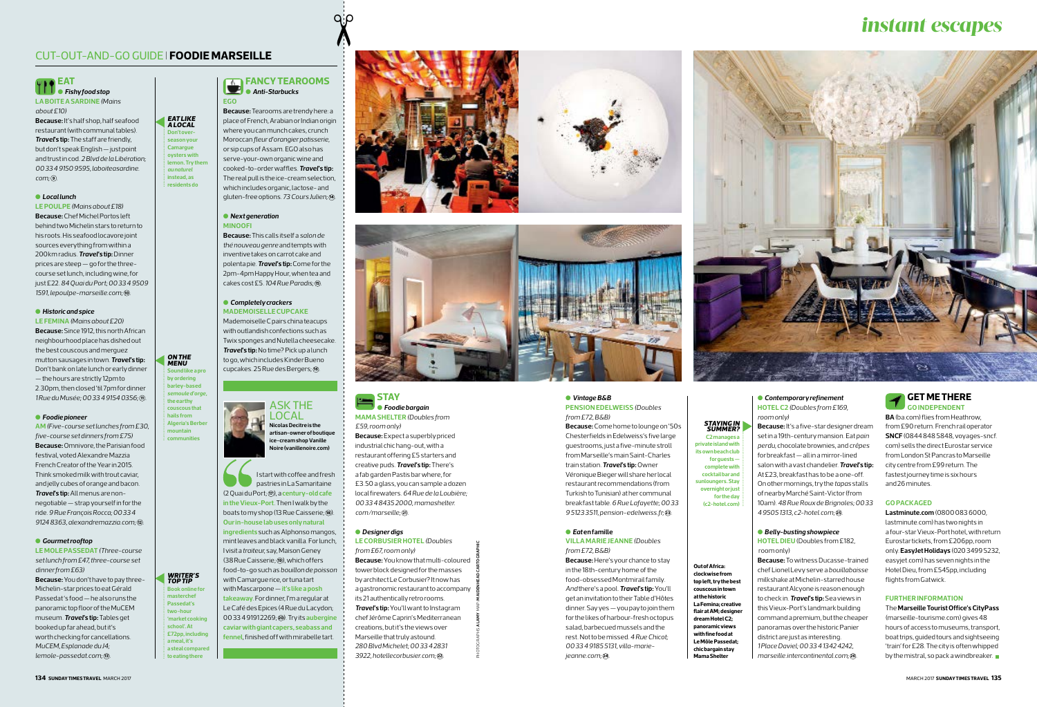# CUT-OUT-AND-GO GUIDE | FOODIE MARSEILLE

## EAT

● *Fishy food stop*

**LA BOITE A SARDINE** *(Mains about £10)*

**Because:** It's half shop, half seafood restaurant (with communal tables). ***Travel's tip:*** The staff are friendly, but don't speak English — just point and trust in cod. *2 Blvd de la Libération; 00 33 4 9150 9595, laboiteasardine.com;* ⑨.

● *Local lunch*

**LE POULPE** *(Mains about £18)*

**Because:** Chef Michel Portos left behind two Michelin stars to return to his roots. His seafood locavore joint sources everything from within a 200km radius. ***Travel's tip:*** Dinner prices are steep — go for the three-course set lunch, including wine, for just £22. *84 Quai du Port; 00 33 4 9509 1591, lepoulpe-marseille.com;* ⑩.

● *Historic and spice*

**LE FEMINA** *(Mains about £20)*

**Because:** Since 1912, this north African neighbourhood place has dished out the best couscous and merguez mutton sausages in town. ***Travel's tip:*** Don't bank on late lunch or early dinner — the hours are strictly 12pm to 2.30pm, then closed 'til 7pm for dinner. *1 Rue du Musée; 00 33 4 9154 0356;* ⑪.

● *Foodie pioneer*

**AM** *(Five-course set lunches from £30, five-course set dinners from £75)*

**Because:** Omnivore, the Parisian food festival, voted Alexandre Mazzia French Creator of the Year in 2015. Think smoked milk with trout caviar, and jelly cubes of orange and bacon. ***Travel's tip:*** All menus are non-negotiable — strap yourself in for the ride. *9 Rue François Rocca; 00 33 4 9124 8363, alexandremazzia.com;* ⑫.

● *Gourmet rooftop*

**LE MOLE PASSEDAT** *(Three-course set lunch from £47, three-course set dinner from £63)*

**Because:** You don't have to pay three-Michelin-star prices to eat Gérald Passedat's food — he also runs the panoramic top floor of the MuCEM museum. ***Travel's tip:*** Tables get booked up far ahead, but it's worth checking for cancellations. *MuCEM, Esplanade du J4; lemole-passedat.com;* ⑬.

***EAT LIKE A LOCAL***
Don't over-season your Camargue oysters with lemon. Try them *au naturel* instead, as residents do

***ON THE MENU***
Sound like a pro by ordering barley-based *semoule d'orge*, the earthy couscous that hails from Algeria's Berber mountain communities

***WRITER'S TOP TIP***
Book online for masterchef Passedat's two-hour 'market cooking school'. At £72pp, including a meal, it's a steal compared to eating there

## FANCY TEAROOMS

● *Anti-Starbucks*

**EGO**

**Because:** Tearooms are trendy here: a place of French, Arabian or Indian origin where you can munch cakes, crunch Moroccan *fleur d'oranger patisserie*, or sip cups of Assam. EGO also has serve-your-own organic wine and cooked-to-order waffles. ***Travel's tip:*** The real pull is the ice-cream selection, which includes organic, lactose- and gluten-free options. *73 Cours Julien;* ⑭.

● *Next generation*

**MINOOFI**

**Because:** This calls itself a *salon de thé nouveau genre* and tempts with inventive takes on carrot cake and polenta pie. ***Travel's tip:*** Come for the 2pm-4pm Happy Hour, when tea and cakes cost £5. *104 Rue Paradis;* ⑮.

● *Completely crackers*

**MADEMOISELLE CUPCAKE**

Mademoiselle C pairs china teacups with outlandish confections such as Twix sponges and Nutella cheesecake. ***Travel's tip:*** No time? Pick up a lunch to go, which includes Kinder Bueno cupcakes. *25 Rue des Bergers;* ⑯.

## ASK THE LOCAL

**Nicolas Decitre is the artisan-owner of boutique ice-cream shop Vanille Noire (vanillenoire.com)**

I start with coffee and fresh pastries in La Samaritaine (2 Quai du Port; ⑰), a **century-old cafe in the Vieux-Port**. Then I walk by the boats to my shop (13 Rue Caisserie; ⑱). **Our in-house lab uses only natural ingredients** such as Alphonso mangos, mint leaves and black vanilla. For lunch, I visit a *traiteur*, say, Maison Geney (38 Rue Caisserie; ⑲), which offers food-to-go such as *bouillon de poisson* with Camargue rice, or tuna tart with Mascarpone — **it's like a posh takeaway**. For dinner, I'm a regular at Le Café des Epices (4 Rue du Lacydon; 00 33 4 91912269; ⑳). Try its **aubergine caviar with giant prawns, seabass and fennel**, finished off with mirabelle tart.

## STAY

● *Foodie bargain*

**MAMA SHELTER** *(Doubles from £59, room only)*

**Because:** Expect a superbly priced industrial chic hang-out, with a restaurant offering £5 starters and creative puds. ***Travel's tip:*** There's a fab garden Pastis bar where, for £3.50 a glass, you can sample a dozen local firewaters. *64 Rue de la Loubière; 00 33 4 8435 2000, mamashelter.com/marseille;* ㉑.

● *Designer digs*

**LE CORBUSIER HOTEL** *(Doubles from £67, room only)*

**Because:** You know that multi-coloured tower block designed for the masses by architect Le Corbusier? It now has a gastronomic restaurant to accompany its 21 authentically retro rooms. ***Travel's tip:*** You'll want to Instagram chef Jérôme Caprin's Mediterranean creations, but it's the views over Marseille that truly astound. *280 Blvd Michelet; 00 33 4 2831 3922, hotellecorbusier.com;* ㉒.

● *Vintage B&B*

**PENSION EDELWEISS** *(Doubles from £72, B&B)*

**Because:** Come home to lounge on '50s Chesterfields in Edelweiss's five large guestrooms, just a five-minute stroll from Marseille's main Saint-Charles train station. ***Travel's tip:*** Owner Véronique Bieger will share her local restaurant recommendations (from Turkish to Tunisian) at her communal breakfast table. *6 Rue Lafayette; 00 33 9 5123 3511, pension-edelweiss.fr;* ㉓.

● *Eat en famille*

**VILLA MARIE JEANNE** *(Doubles from £72, B&B)*

**Because:** Here's your chance to stay in the 18th-century home of the food-obsessed Montmirail family. *And* there's a pool. ***Travel's tip:*** You'll get an invitation to their Table d'Hôtes dinner. Say yes — you pay to join them for the likes of harbour-fresh octopus salad, barbecued mussels and the rest. Not to be missed. *4 Rue Chicot; 00 33 4 9185 5131, villa-marie-jeanne.com;* ㉔.

***STAYING IN SUMMER?***
C2 manages a private island with its own beach club for guests — complete with cocktail bar and sunloungers. Stay overnight or just for the day (c2-hotel.com)

**Out of Africa: clockwise from top left, try the best couscous in town at the historic La Femina; creative flair at AM; designer dream Hotel C2; panoramic views with fine food at Le Môle Passedat; chic bargain stay Mama Shelter**

● *Contemporary refinement*

**HOTEL C2** *(Doubles from £169, room only)*

**Because:** It's a five-star designer dream set in a 19th-century mansion. Eat *pain perdu*, chocolate brownies, and *crêpes* for breakfast — all in a mirror-lined salon with a vast chandelier. ***Travel's tip:*** At £23, breakfast has to be a one-off. On other mornings, try the *tapas* stalls of nearby Marché Saint-Victor (from 10am). *48 Rue Roux de Brignoles; 00 33 4 9505 1313, c2-hotel.com;* ㉕.

● *Belly-busting showpiece*

**HOTEL DIEU** (Doubles from £182, room only)

**Because:** To witness Ducasse-trained chef Lionel Levy serve a *bouillabaisse* milkshake at Michelin-starred house restaurant Alcyone is reason enough to check in. ***Travel's tip:*** Sea views in this Vieux-Port's landmark building command a premium, but the cheaper panoramas over the historic Panier district are just as interesting. *1 Place Daviel; 00 33 4 1342 4242, marseille.intercontinental.com;* ㉖.

## GET ME THERE

**GO INDEPENDENT**

**BA** (ba.com) flies from Heathrow, from £90 return. French rail operator **SNCF** (0844 848 5848, voyages-sncf.com) sells the direct Eurostar service from London St Pancras to Marseille city centre from £99 return. The fastest journey time is six hours and 26 minutes.

**GO PACKAGED**

**Lastminute.com** (0800 083 6000, lastminute.com) has two nights in a four-star Vieux-Port hotel, with return Eurostar tickets, from £206pp, room only. **EasyJet Holidays** (020 3499 5232, easyjet.com) has seven nights in the Hotel Dieu, from £545pp, including flights from Gatwick.

**FURTHER INFORMATION**

The **Marseille Tourist Office's CityPass** (marseille-tourisme.com) gives 48 hours of access to museums, transport, boat trips, guided tours and sightseeing 'train' for £28. The city is often whipped by the mistral, so pack a windbreaker.

PHOTOGRAPHS: ALAMY. MAP: MAIDENHEAD CARTOGRAPHIC